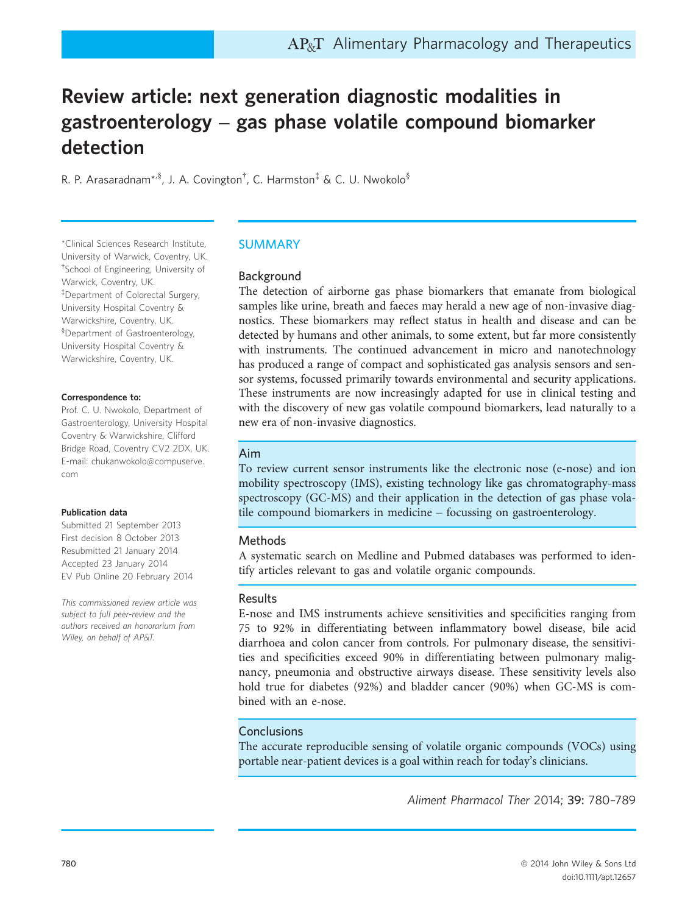# Review article: next generation diagnostic modalities in gastroenterology – gas phase volatile compound biomarker detection

R. P. Arasaradnam[*,§], J. A. Covington[†], C. Harmston[‡] & C. U. Nwokolo[§]

[*]Clinical Sciences Research Institute, University of Warwick, Coventry, UK.
[†]School of Engineering, University of Warwick, Coventry, UK.
[‡]Department of Colorectal Surgery, University Hospital Coventry & Warwickshire, Coventry, UK.
[§]Department of Gastroenterology, University Hospital Coventry & Warwickshire, Coventry, UK.

**Correspondence to:**
Prof. C. U. Nwokolo, Department of Gastroenterology, University Hospital Coventry & Warwickshire, Clifford Bridge Road, Coventry CV2 2DX, UK.
E-mail: chukanwokolo@compuserve.com

**Publication data**
Submitted 21 September 2013
First decision 8 October 2013
Resubmitted 21 January 2014
Accepted 23 January 2014
EV Pub Online 20 February 2014

*This commissioned review article was subject to full peer-review and the authors received an honorarium from Wiley, on behalf of AP&T.*

## SUMMARY

### Background

The detection of airborne gas phase biomarkers that emanate from biological samples like urine, breath and faeces may herald a new age of non-invasive diagnostics. These biomarkers may reflect status in health and disease and can be detected by humans and other animals, to some extent, but far more consistently with instruments. The continued advancement in micro and nanotechnology has produced a range of compact and sophisticated gas analysis sensors and sensor systems, focussed primarily towards environmental and security applications. These instruments are now increasingly adapted for use in clinical testing and with the discovery of new gas volatile compound biomarkers, lead naturally to a new era of non-invasive diagnostics.

### Aim

To review current sensor instruments like the electronic nose (e-nose) and ion mobility spectroscopy (IMS), existing technology like gas chromatography-mass spectroscopy (GC-MS) and their application in the detection of gas phase volatile compound biomarkers in medicine – focussing on gastroenterology.

### Methods

A systematic search on Medline and Pubmed databases was performed to identify articles relevant to gas and volatile organic compounds.

### Results

E-nose and IMS instruments achieve sensitivities and specificities ranging from 75 to 92% in differentiating between inflammatory bowel disease, bile acid diarrhoea and colon cancer from controls. For pulmonary disease, the sensitivities and specificities exceed 90% in differentiating between pulmonary malignancy, pneumonia and obstructive airways disease. These sensitivity levels also hold true for diabetes (92%) and bladder cancer (90%) when GC-MS is combined with an e-nose.

### Conclusions

The accurate reproducible sensing of volatile organic compounds (VOCs) using portable near-patient devices is a goal within reach for today's clinicians.

*Aliment Pharmacol Ther* 2014; **39**: 780–789

© 2014 John Wiley & Sons Ltd
doi:10.1111/apt.12657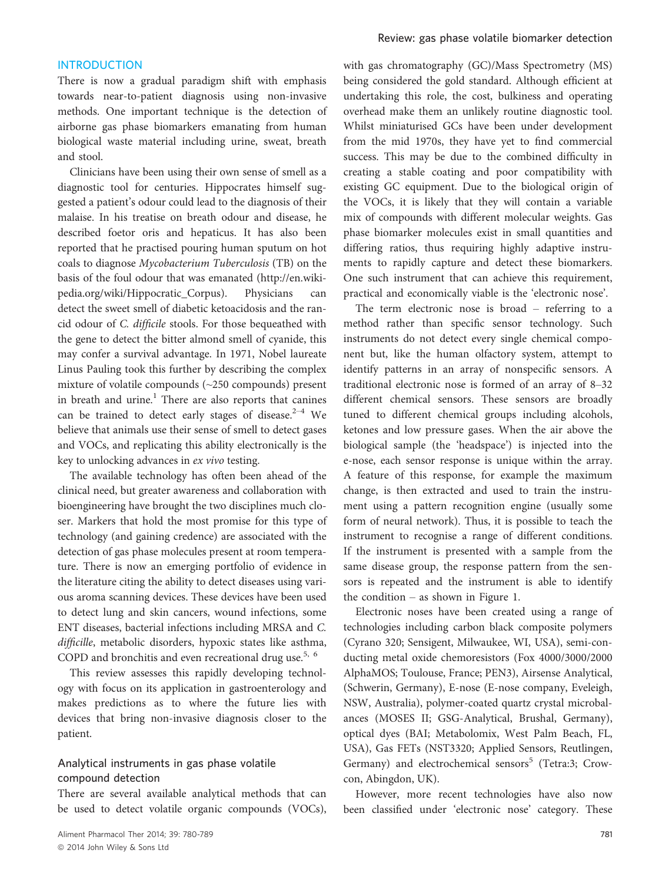## INTRODUCTION

There is now a gradual paradigm shift with emphasis towards near-to-patient diagnosis using non-invasive methods. One important technique is the detection of airborne gas phase biomarkers emanating from human biological waste material including urine, sweat, breath and stool.

Clinicians have been using their own sense of smell as a diagnostic tool for centuries. Hippocrates himself suggested a patient's odour could lead to the diagnosis of their malaise. In his treatise on breath odour and disease, he described foetor oris and hepaticus. It has also been reported that he practised pouring human sputum on hot coals to diagnose *Mycobacterium Tuberculosis* (TB) on the basis of the foul odour that was emanated (http://en.wikipedia.org/wiki/Hippocratic_Corpus). Physicians can detect the sweet smell of diabetic ketoacidosis and the rancid odour of *C. difficile* stools. For those bequeathed with the gene to detect the bitter almond smell of cyanide, this may confer a survival advantage. In 1971, Nobel laureate Linus Pauling took this further by describing the complex mixture of volatile compounds (~250 compounds) present in breath and urine.[1] There are also reports that canines can be trained to detect early stages of disease.[2–4] We believe that animals use their sense of smell to detect gases and VOCs, and replicating this ability electronically is the key to unlocking advances in *ex vivo* testing.

The available technology has often been ahead of the clinical need, but greater awareness and collaboration with bioengineering have brought the two disciplines much closer. Markers that hold the most promise for this type of technology (and gaining credence) are associated with the detection of gas phase molecules present at room temperature. There is now an emerging portfolio of evidence in the literature citing the ability to detect diseases using various aroma scanning devices. These devices have been used to detect lung and skin cancers, wound infections, some ENT diseases, bacterial infections including MRSA and *C. difficile*, metabolic disorders, hypoxic states like asthma, COPD and bronchitis and even recreational drug use.[5, 6]

This review assesses this rapidly developing technology with focus on its application in gastroenterology and makes predictions as to where the future lies with devices that bring non-invasive diagnosis closer to the patient.

### Analytical instruments in gas phase volatile compound detection

There are several available analytical methods that can be used to detect volatile organic compounds (VOCs), with gas chromatography (GC)/Mass Spectrometry (MS) being considered the gold standard. Although efficient at undertaking this role, the cost, bulkiness and operating overhead make them an unlikely routine diagnostic tool. Whilst miniaturised GCs have been under development from the mid 1970s, they have yet to find commercial success. This may be due to the combined difficulty in creating a stable coating and poor compatibility with existing GC equipment. Due to the biological origin of the VOCs, it is likely that they will contain a variable mix of compounds with different molecular weights. Gas phase biomarker molecules exist in small quantities and differing ratios, thus requiring highly adaptive instruments to rapidly capture and detect these biomarkers. One such instrument that can achieve this requirement, practical and economically viable is the 'electronic nose'.

The term electronic nose is broad – referring to a method rather than specific sensor technology. Such instruments do not detect every single chemical component but, like the human olfactory system, attempt to identify patterns in an array of nonspecific sensors. A traditional electronic nose is formed of an array of 8–32 different chemical sensors. These sensors are broadly tuned to different chemical groups including alcohols, ketones and low pressure gases. When the air above the biological sample (the 'headspace') is injected into the e-nose, each sensor response is unique within the array. A feature of this response, for example the maximum change, is then extracted and used to train the instrument using a pattern recognition engine (usually some form of neural network). Thus, it is possible to teach the instrument to recognise a range of different conditions. If the instrument is presented with a sample from the same disease group, the response pattern from the sensors is repeated and the instrument is able to identify the condition – as shown in Figure 1.

Electronic noses have been created using a range of technologies including carbon black composite polymers (Cyrano 320; Sensigent, Milwaukee, WI, USA), semi-conducting metal oxide chemoresistors (Fox 4000/3000/2000 AlphaMOS; Toulouse, France; PEN3), Airsense Analytical, (Schwerin, Germany), E-nose (E-nose company, Eveleigh, NSW, Australia), polymer-coated quartz crystal microbalances (MOSES II; GSG-Analytical, Brushal, Germany), optical dyes (BAI; Metabolomix, West Palm Beach, FL, USA), Gas FETs (NST3320; Applied Sensors, Reutlingen, Germany) and electrochemical sensors[5] (Tetra:3; Crowcon, Abingdon, UK).

However, more recent technologies have also now been classified under 'electronic nose' category. These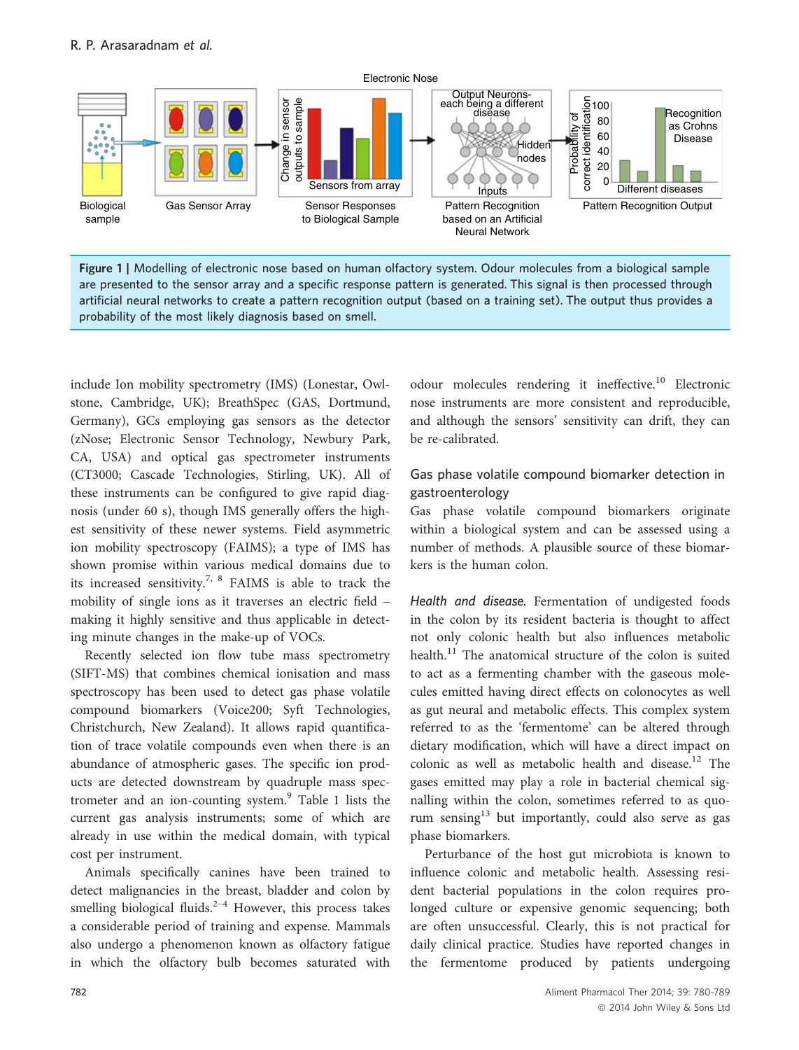Figure 1 | Modelling of electronic nose based on human olfactory system. Odour molecules from a biological sample are presented to the sensor array and a specific response pattern is generated. This signal is then processed through artificial neural networks to create a pattern recognition output (based on a training set). The output thus provides a probability of the most likely diagnosis based on smell.

include Ion mobility spectrometry (IMS) (Lonestar, Owlstone, Cambridge, UK); BreathSpec (GAS, Dortmund, Germany), GCs employing gas sensors as the detector (zNose; Electronic Sensor Technology, Newbury Park, CA, USA) and optical gas spectrometer instruments (CT3000; Cascade Technologies, Stirling, UK). All of these instruments can be configured to give rapid diagnosis (under 60 s), though IMS generally offers the highest sensitivity of these newer systems. Field asymmetric ion mobility spectroscopy (FAIMS); a type of IMS has shown promise within various medical domains due to its increased sensitivity.[7, 8] FAIMS is able to track the mobility of single ions as it traverses an electric field – making it highly sensitive and thus applicable in detecting minute changes in the make-up of VOCs.

Recently selected ion flow tube mass spectrometry (SIFT-MS) that combines chemical ionisation and mass spectroscopy has been used to detect gas phase volatile compound biomarkers (Voice200; Syft Technologies, Christchurch, New Zealand). It allows rapid quantification of trace volatile compounds even when there is an abundance of atmospheric gases. The specific ion products are detected downstream by quadruple mass spectrometer and an ion-counting system.[9] Table 1 lists the current gas analysis instruments; some of which are already in use within the medical domain, with typical cost per instrument.

Animals specifically canines have been trained to detect malignancies in the breast, bladder and colon by smelling biological fluids.[2–4] However, this process takes a considerable period of training and expense. Mammals also undergo a phenomenon known as olfactory fatigue in which the olfactory bulb becomes saturated with odour molecules rendering it ineffective.[10] Electronic nose instruments are more consistent and reproducible, and although the sensors' sensitivity can drift, they can be re-calibrated.

## Gas phase volatile compound biomarker detection in gastroenterology

Gas phase volatile compound biomarkers originate within a biological system and can be assessed using a number of methods. A plausible source of these biomarkers is the human colon.

*Health and disease.* Fermentation of undigested foods in the colon by its resident bacteria is thought to affect not only colonic health but also influences metabolic health.[11] The anatomical structure of the colon is suited to act as a fermenting chamber with the gaseous molecules emitted having direct effects on colonocytes as well as gut neural and metabolic effects. This complex system referred to as the 'fermentome' can be altered through dietary modification, which will have a direct impact on colonic as well as metabolic health and disease.[12] The gases emitted may play a role in bacterial chemical signalling within the colon, sometimes referred to as quorum sensing[13] but importantly, could also serve as gas phase biomarkers.

Perturbance of the host gut microbiota is known to influence colonic and metabolic health. Assessing resident bacterial populations in the colon requires prolonged culture or expensive genomic sequencing; both are often unsuccessful. Clearly, this is not practical for daily clinical practice. Studies have reported changes in the fermentome produced by patients undergoing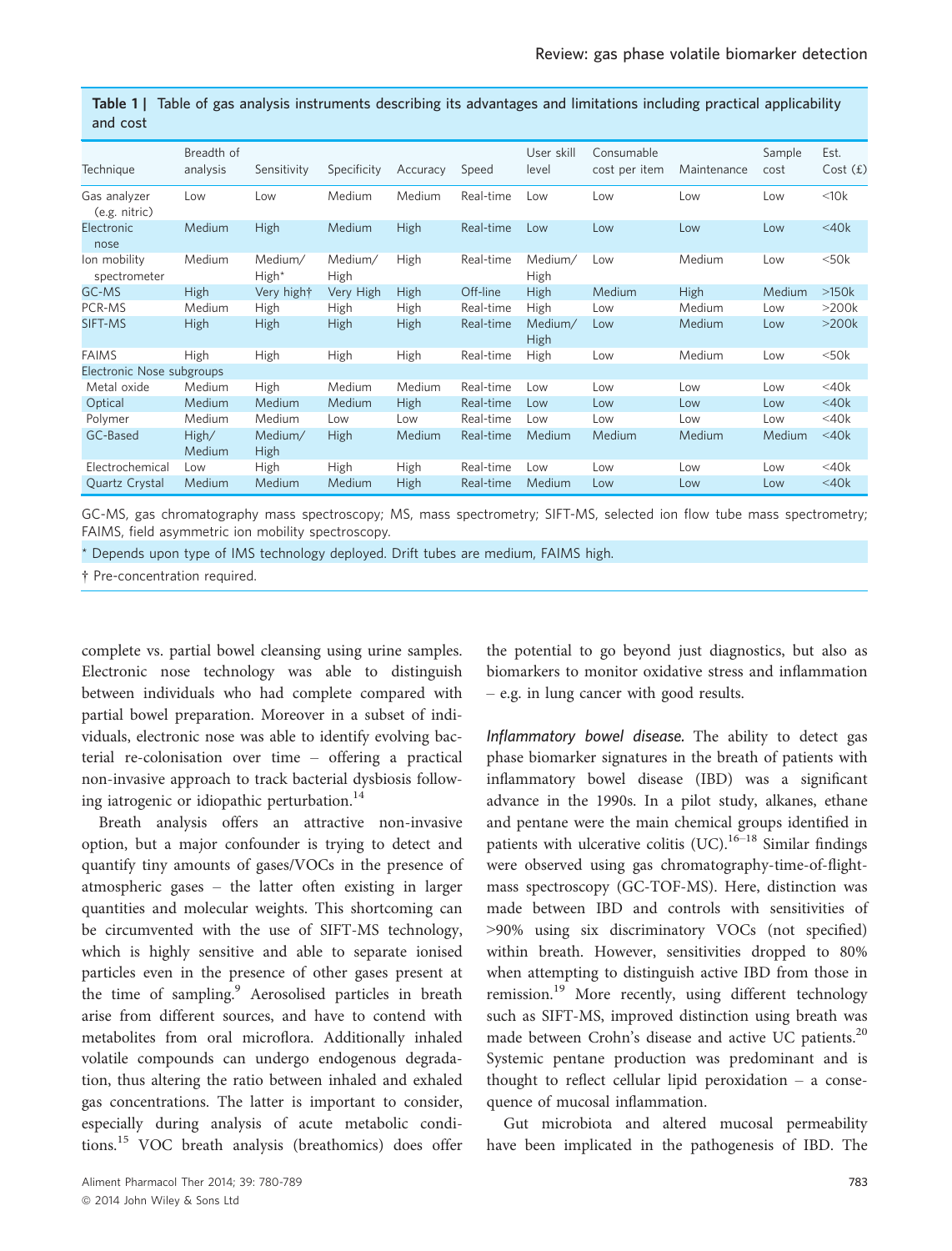**Table 1 | Table of gas analysis instruments describing its advantages and limitations including practical applicability and cost**

| Technique | Breadth of analysis | Sensitivity | Specificity | Accuracy | Speed | User skill level | Consumable cost per item | Maintenance | Sample cost | Est. Cost (£) |
|---|---|---|---|---|---|---|---|---|---|---|
| Gas analyzer (e.g. nitric) | Low | Low | Medium | Medium | Real-time | Low | Low | Low | Low | <10k |
| Electronic nose | Medium | High | Medium | High | Real-time | Low | Low | Low | Low | <40k |
| Ion mobility spectrometer | Medium | Medium/ High* | Medium/ High | High | Real-time | Medium/ High | Low | Medium | Low | <50k |
| GC-MS | High | Very high† | Very High | High | Off-line | High | Medium | High | Medium | >150k |
| PCR-MS | Medium | High | High | High | Real-time | High | Low | Medium | Low | >200k |
| SIFT-MS | High | High | High | High | Real-time | Medium/ High | Low | Medium | Low | >200k |
| FAIMS | High | High | High | High | Real-time | High | Low | Medium | Low | <50k |
| Electronic Nose subgroups | | | | | | | | | | |
| Metal oxide | Medium | High | Medium | Medium | Real-time | Low | Low | Low | Low | <40k |
| Optical | Medium | Medium | Medium | High | Real-time | Low | Low | Low | Low | <40k |
| Polymer | Medium | Medium | Low | Low | Real-time | Low | Low | Low | Low | <40k |
| GC-Based | High/ Medium | Medium/ High | High | Medium | Real-time | Medium | Medium | Medium | Medium | <40k |
| Electrochemical | Low | High | High | High | Real-time | Low | Low | Low | Low | <40k |
| Quartz Crystal | Medium | Medium | Medium | High | Real-time | Medium | Low | Low | Low | <40k |

GC-MS, gas chromatography mass spectroscopy; MS, mass spectrometry; SIFT-MS, selected ion flow tube mass spectrometry; FAIMS, field asymmetric ion mobility spectroscopy.

* Depends upon type of IMS technology deployed. Drift tubes are medium, FAIMS high.

† Pre-concentration required.

complete vs. partial bowel cleansing using urine samples. Electronic nose technology was able to distinguish between individuals who had complete compared with partial bowel preparation. Moreover in a subset of individuals, electronic nose was able to identify evolving bacterial re-colonisation over time – offering a practical non-invasive approach to track bacterial dysbiosis following iatrogenic or idiopathic perturbation.[14]

Breath analysis offers an attractive non-invasive option, but a major confounder is trying to detect and quantify tiny amounts of gases/VOCs in the presence of atmospheric gases – the latter often existing in larger quantities and molecular weights. This shortcoming can be circumvented with the use of SIFT-MS technology, which is highly sensitive and able to separate ionised particles even in the presence of other gases present at the time of sampling.[9] Aerosolised particles in breath arise from different sources, and have to contend with metabolites from oral microflora. Additionally inhaled volatile compounds can undergo endogenous degradation, thus altering the ratio between inhaled and exhaled gas concentrations. The latter is important to consider, especially during analysis of acute metabolic conditions.[15] VOC breath analysis (breathomics) does offer the potential to go beyond just diagnostics, but also as biomarkers to monitor oxidative stress and inflammation – e.g. in lung cancer with good results.

*Inflammatory bowel disease.* The ability to detect gas phase biomarker signatures in the breath of patients with inflammatory bowel disease (IBD) was a significant advance in the 1990s. In a pilot study, alkanes, ethane and pentane were the main chemical groups identified in patients with ulcerative colitis (UC).[16–18] Similar findings were observed using gas chromatography-time-of-flight-mass spectroscopy (GC-TOF-MS). Here, distinction was made between IBD and controls with sensitivities of >90% using six discriminatory VOCs (not specified) within breath. However, sensitivities dropped to 80% when attempting to distinguish active IBD from those in remission.[19] More recently, using different technology such as SIFT-MS, improved distinction using breath was made between Crohn's disease and active UC patients.[20] Systemic pentane production was predominant and is thought to reflect cellular lipid peroxidation – a consequence of mucosal inflammation.

Gut microbiota and altered mucosal permeability have been implicated in the pathogenesis of IBD. The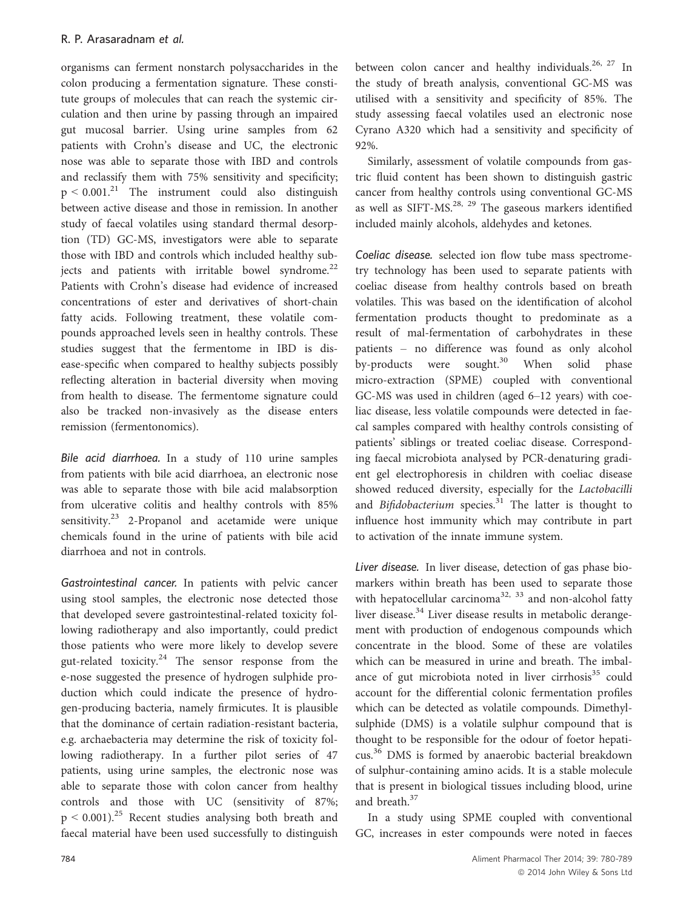organisms can ferment nonstarch polysaccharides in the colon producing a fermentation signature. These constitute groups of molecules that can reach the systemic circulation and then urine by passing through an impaired gut mucosal barrier. Using urine samples from 62 patients with Crohn's disease and UC, the electronic nose was able to separate those with IBD and controls and reclassify them with 75% sensitivity and specificity; $p < 0.001$.[21] The instrument could also distinguish between active disease and those in remission. In another study of faecal volatiles using standard thermal desorption (TD) GC-MS, investigators were able to separate those with IBD and controls which included healthy subjects and patients with irritable bowel syndrome.[22] Patients with Crohn's disease had evidence of increased concentrations of ester and derivatives of short-chain fatty acids. Following treatment, these volatile compounds approached levels seen in healthy controls. These studies suggest that the fermentome in IBD is disease-specific when compared to healthy subjects possibly reflecting alteration in bacterial diversity when moving from health to disease. The fermentome signature could also be tracked non-invasively as the disease enters remission (fermentonomics).

*Bile acid diarrhoea.* In a study of 110 urine samples from patients with bile acid diarrhoea, an electronic nose was able to separate those with bile acid malabsorption from ulcerative colitis and healthy controls with 85% sensitivity.[23] 2-Propanol and acetamide were unique chemicals found in the urine of patients with bile acid diarrhoea and not in controls.

*Gastrointestinal cancer.* In patients with pelvic cancer using stool samples, the electronic nose detected those that developed severe gastrointestinal-related toxicity following radiotherapy and also importantly, could predict those patients who were more likely to develop severe gut-related toxicity.[24] The sensor response from the e-nose suggested the presence of hydrogen sulphide production which could indicate the presence of hydrogen-producing bacteria, namely firmicutes. It is plausible that the dominance of certain radiation-resistant bacteria, e.g. archaebacteria may determine the risk of toxicity following radiotherapy. In a further pilot series of 47 patients, using urine samples, the electronic nose was able to separate those with colon cancer from healthy controls and those with UC (sensitivity of 87%; $p < 0.001$).[25] Recent studies analysing both breath and faecal material have been used successfully to distinguish between colon cancer and healthy individuals.[26, 27] In the study of breath analysis, conventional GC-MS was utilised with a sensitivity and specificity of 85%. The study assessing faecal volatiles used an electronic nose Cyrano A320 which had a sensitivity and specificity of 92%.

Similarly, assessment of volatile compounds from gastric fluid content has been shown to distinguish gastric cancer from healthy controls using conventional GC-MS as well as SIFT-MS.[28, 29] The gaseous markers identified included mainly alcohols, aldehydes and ketones.

*Coeliac disease.* selected ion flow tube mass spectrometry technology has been used to separate patients with coeliac disease from healthy controls based on breath volatiles. This was based on the identification of alcohol fermentation products thought to predominate as a result of mal-fermentation of carbohydrates in these patients – no difference was found as only alcohol by-products were sought.[30] When solid phase micro-extraction (SPME) coupled with conventional GC-MS was used in children (aged 6–12 years) with coeliac disease, less volatile compounds were detected in faecal samples compared with healthy controls consisting of patients' siblings or treated coeliac disease. Corresponding faecal microbiota analysed by PCR-denaturing gradient gel electrophoresis in children with coeliac disease showed reduced diversity, especially for the *Lactobacilli* and *Bifidobacterium* species.[31] The latter is thought to influence host immunity which may contribute in part to activation of the innate immune system.

*Liver disease.* In liver disease, detection of gas phase biomarkers within breath has been used to separate those with hepatocellular carcinoma[32, 33] and non-alcohol fatty liver disease.[34] Liver disease results in metabolic derangement with production of endogenous compounds which concentrate in the blood. Some of these are volatiles which can be measured in urine and breath. The imbalance of gut microbiota noted in liver cirrhosis[35] could account for the differential colonic fermentation profiles which can be detected as volatile compounds. Dimethylsulphide (DMS) is a volatile sulphur compound that is thought to be responsible for the odour of foetor hepaticus.[36] DMS is formed by anaerobic bacterial breakdown of sulphur-containing amino acids. It is a stable molecule that is present in biological tissues including blood, urine and breath.[37]

In a study using SPME coupled with conventional GC, increases in ester compounds were noted in faeces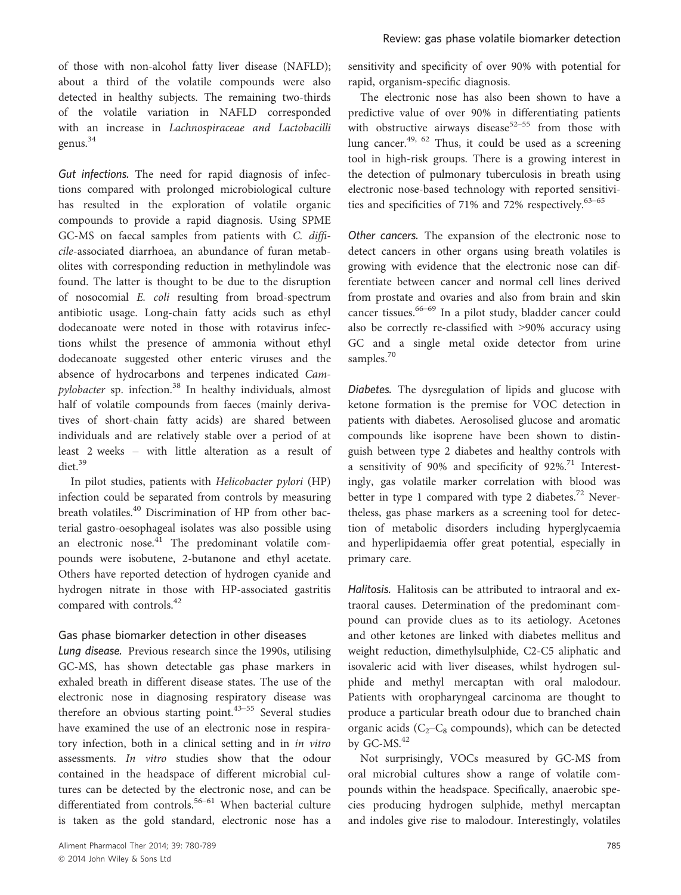of those with non-alcohol fatty liver disease (NAFLD); about a third of the volatile compounds were also detected in healthy subjects. The remaining two-thirds of the volatile variation in NAFLD corresponded with an increase in *Lachnospiraceae and Lactobacilli* genus.[34]

*Gut infections.* The need for rapid diagnosis of infections compared with prolonged microbiological culture has resulted in the exploration of volatile organic compounds to provide a rapid diagnosis. Using SPME GC-MS on faecal samples from patients with *C. difficile*-associated diarrhoea, an abundance of furan metabolites with corresponding reduction in methylindole was found. The latter is thought to be due to the disruption of nosocomial *E. coli* resulting from broad-spectrum antibiotic usage. Long-chain fatty acids such as ethyl dodecanoate were noted in those with rotavirus infections whilst the presence of ammonia without ethyl dodecanoate suggested other enteric viruses and the absence of hydrocarbons and terpenes indicated *Campylobacter* sp. infection.[38] In healthy individuals, almost half of volatile compounds from faeces (mainly derivatives of short-chain fatty acids) are shared between individuals and are relatively stable over a period of at least 2 weeks – with little alteration as a result of diet.[39]

In pilot studies, patients with *Helicobacter pylori* (HP) infection could be separated from controls by measuring breath volatiles.[40] Discrimination of HP from other bacterial gastro-oesophageal isolates was also possible using an electronic nose.[41] The predominant volatile compounds were isobutene, 2-butanone and ethyl acetate. Others have reported detection of hydrogen cyanide and hydrogen nitrate in those with HP-associated gastritis compared with controls.[42]

## Gas phase biomarker detection in other diseases

*Lung disease.* Previous research since the 1990s, utilising GC-MS, has shown detectable gas phase markers in exhaled breath in different disease states. The use of the electronic nose in diagnosing respiratory disease was therefore an obvious starting point.[43–55] Several studies have examined the use of an electronic nose in respiratory infection, both in a clinical setting and in *in vitro* assessments. *In vitro* studies show that the odour contained in the headspace of different microbial cultures can be detected by the electronic nose, and can be differentiated from controls.[56–61] When bacterial culture is taken as the gold standard, electronic nose has a sensitivity and specificity of over 90% with potential for rapid, organism-specific diagnosis.

The electronic nose has also been shown to have a predictive value of over 90% in differentiating patients with obstructive airways disease[52–55] from those with lung cancer.[49, 62] Thus, it could be used as a screening tool in high-risk groups. There is a growing interest in the detection of pulmonary tuberculosis in breath using electronic nose-based technology with reported sensitivities and specificities of 71% and 72% respectively.[63–65]

*Other cancers.* The expansion of the electronic nose to detect cancers in other organs using breath volatiles is growing with evidence that the electronic nose can differentiate between cancer and normal cell lines derived from prostate and ovaries and also from brain and skin cancer tissues.[66–69] In a pilot study, bladder cancer could also be correctly re-classified with >90% accuracy using GC and a single metal oxide detector from urine samples.[70]

*Diabetes.* The dysregulation of lipids and glucose with ketone formation is the premise for VOC detection in patients with diabetes. Aerosolised glucose and aromatic compounds like isoprene have been shown to distinguish between type 2 diabetes and healthy controls with a sensitivity of 90% and specificity of 92%.[71] Interestingly, gas volatile marker correlation with blood was better in type 1 compared with type 2 diabetes.[72] Nevertheless, gas phase markers as a screening tool for detection of metabolic disorders including hyperglycaemia and hyperlipidaemia offer great potential, especially in primary care.

*Halitosis.* Halitosis can be attributed to intraoral and extraoral causes. Determination of the predominant compound can provide clues as to its aetiology. Acetones and other ketones are linked with diabetes mellitus and weight reduction, dimethylsulphide, C2-C5 aliphatic and isovaleric acid with liver diseases, whilst hydrogen sulphide and methyl mercaptan with oral malodour. Patients with oropharyngeal carcinoma are thought to produce a particular breath odour due to branched chain organic acids ($C_2$–$C_8$ compounds), which can be detected by GC-MS.[42]

Not surprisingly, VOCs measured by GC-MS from oral microbial cultures show a range of volatile compounds within the headspace. Specifically, anaerobic species producing hydrogen sulphide, methyl mercaptan and indoles give rise to malodour. Interestingly, volatiles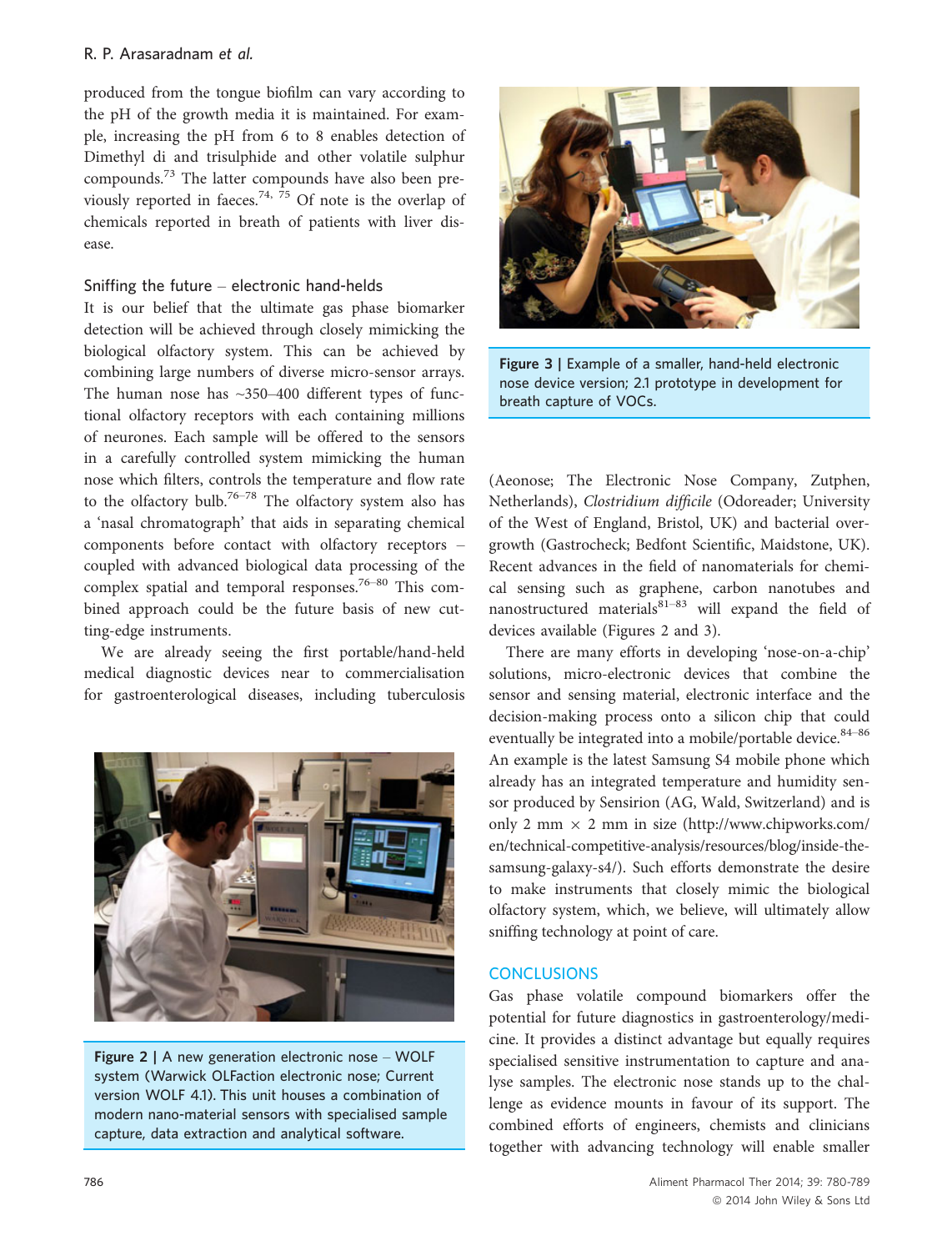produced from the tongue biofilm can vary according to the pH of the growth media it is maintained. For example, increasing the pH from 6 to 8 enables detection of Dimethyl di and trisulphide and other volatile sulphur compounds.[73] The latter compounds have also been previously reported in faeces.[74, 75] Of note is the overlap of chemicals reported in breath of patients with liver disease.

### Sniffing the future – electronic hand-helds

It is our belief that the ultimate gas phase biomarker detection will be achieved through closely mimicking the biological olfactory system. This can be achieved by combining large numbers of diverse micro-sensor arrays. The human nose has ~350–400 different types of functional olfactory receptors with each containing millions of neurones. Each sample will be offered to the sensors in a carefully controlled system mimicking the human nose which filters, controls the temperature and flow rate to the olfactory bulb.[76–78] The olfactory system also has a 'nasal chromatograph' that aids in separating chemical components before contact with olfactory receptors – coupled with advanced biological data processing of the complex spatial and temporal responses.[76–80] This combined approach could be the future basis of new cutting-edge instruments.

We are already seeing the first portable/hand-held medical diagnostic devices near to commercialisation for gastroenterological diseases, including tuberculosis (Aeonose; The Electronic Nose Company, Zutphen, Netherlands), *Clostridium difficile* (Odoreader; University of the West of England, Bristol, UK) and bacterial overgrowth (Gastrocheck; Bedfont Scientific, Maidstone, UK). Recent advances in the field of nanomaterials for chemical sensing such as graphene, carbon nanotubes and nanostructured materials[81–83] will expand the field of devices available (Figures 2 and 3).

**Figure 2 |** A new generation electronic nose – WOLF system (Warwick OLFaction electronic nose; Current version WOLF 4.1). This unit houses a combination of modern nano-material sensors with specialised sample capture, data extraction and analytical software.

**Figure 3 |** Example of a smaller, hand-held electronic nose device version; 2.1 prototype in development for breath capture of VOCs.

There are many efforts in developing 'nose-on-a-chip' solutions, micro-electronic devices that combine the sensor and sensing material, electronic interface and the decision-making process onto a silicon chip that could eventually be integrated into a mobile/portable device.[84–86] An example is the latest Samsung S4 mobile phone which already has an integrated temperature and humidity sensor produced by Sensirion (AG, Wald, Switzerland) and is only 2 mm × 2 mm in size (http://www.chipworks.com/en/technical-competitive-analysis/resources/blog/inside-the-samsung-galaxy-s4/). Such efforts demonstrate the desire to make instruments that closely mimic the biological olfactory system, which, we believe, will ultimately allow sniffing technology at point of care.

## CONCLUSIONS

Gas phase volatile compound biomarkers offer the potential for future diagnostics in gastroenterology/medicine. It provides a distinct advantage but equally requires specialised sensitive instrumentation to capture and analyse samples. The electronic nose stands up to the challenge as evidence mounts in favour of its support. The combined efforts of engineers, chemists and clinicians together with advancing technology will enable smaller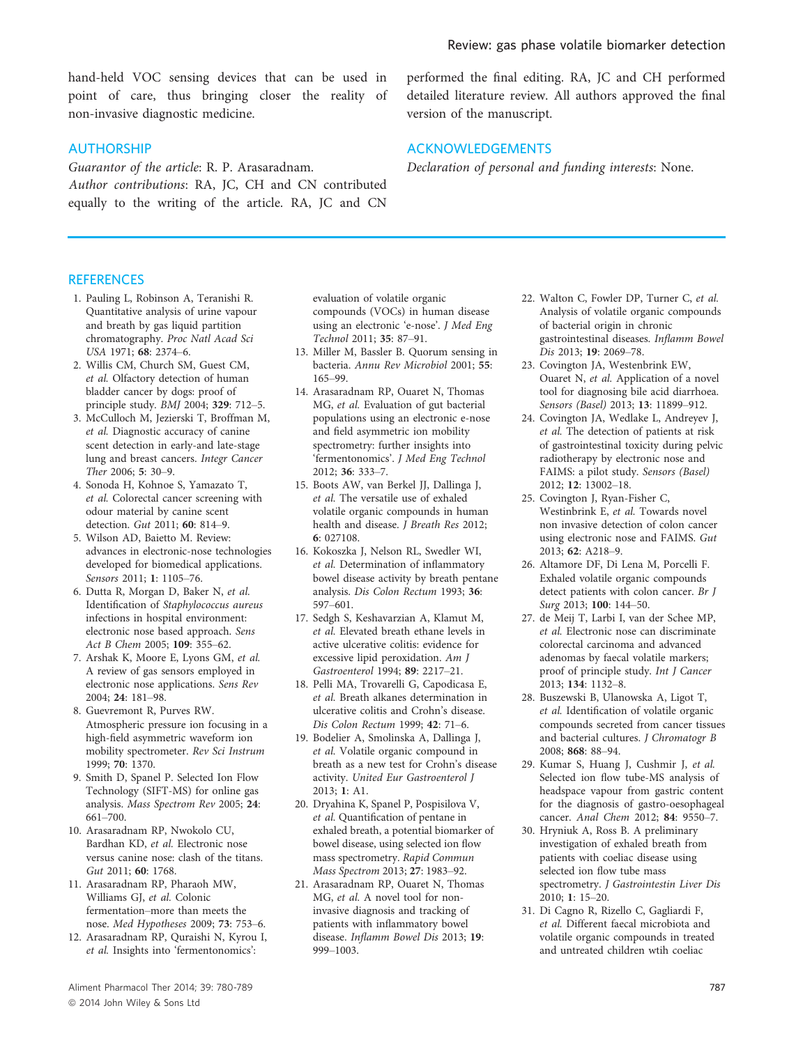hand-held VOC sensing devices that can be used in point of care, thus bringing closer the reality of non-invasive diagnostic medicine.

## AUTHORSHIP

*Guarantor of the article*: R. P. Arasaradnam.
*Author contributions*: RA, JC, CH and CN contributed equally to the writing of the article. RA, JC and CN performed the final editing. RA, JC and CH performed detailed literature review. All authors approved the final version of the manuscript.

## ACKNOWLEDGEMENTS

*Declaration of personal and funding interests*: None.

## REFERENCES

1. Pauling L, Robinson A, Teranishi R. Quantitative analysis of urine vapour and breath by gas liquid partition chromatography. *Proc Natl Acad Sci USA* 1971; **68**: 2374–6.
2. Willis CM, Church SM, Guest CM, *et al.* Olfactory detection of human bladder cancer by dogs: proof of principle study. *BMJ* 2004; **329**: 712–5.
3. McCulloch M, Jezierski T, Broffman M, *et al.* Diagnostic accuracy of canine scent detection in early-and late-stage lung and breast cancers. *Integr Cancer Ther* 2006; **5**: 30–9.
4. Sonoda H, Kohnoe S, Yamazato T, *et al.* Colorectal cancer screening with odour material by canine scent detection. *Gut* 2011; **60**: 814–9.
5. Wilson AD, Baietto M. Review: advances in electronic-nose technologies developed for biomedical applications. *Sensors* 2011; **1**: 1105–76.
6. Dutta R, Morgan D, Baker N, *et al.* Identification of *Staphylococcus aureus* infections in hospital environment: electronic nose based approach. *Sens Act B Chem* 2005; **109**: 355–62.
7. Arshak K, Moore E, Lyons GM, *et al.* A review of gas sensors employed in electronic nose applications. *Sens Rev* 2004; **24**: 181–98.
8. Guevremont R, Purves RW. Atmospheric pressure ion focusing in a high-field asymmetric waveform ion mobility spectrometer. *Rev Sci Instrum* 1999; **70**: 1370.
9. Smith D, Spanel P. Selected Ion Flow Technology (SIFT-MS) for online gas analysis. *Mass Spectrom Rev* 2005; **24**: 661–700.
10. Arasaradnam RP, Nwokolo CU, Bardhan KD, *et al.* Electronic nose versus canine nose: clash of the titans. *Gut* 2011; **60**: 1768.
11. Arasaradnam RP, Pharaoh MW, Williams GJ, *et al.* Colonic fermentation–more than meets the nose. *Med Hypotheses* 2009; **73**: 753–6.
12. Arasaradnam RP, Quraishi N, Kyrou I, *et al.* Insights into 'fermentonomics': evaluation of volatile organic compounds (VOCs) in human disease using an electronic 'e-nose'. *J Med Eng Technol* 2011; **35**: 87–91.
13. Miller M, Bassler B. Quorum sensing in bacteria. *Annu Rev Microbiol* 2001; **55**: 165–99.
14. Arasaradnam RP, Ouaret N, Thomas MG, *et al.* Evaluation of gut bacterial populations using an electronic e-nose and field asymmetric ion mobility spectrometry: further insights into 'fermentonomics'. *J Med Eng Technol* 2012; **36**: 333–7.
15. Boots AW, van Berkel JJ, Dallinga J, *et al.* The versatile use of exhaled volatile organic compounds in human health and disease. *J Breath Res* 2012; **6**: 027108.
16. Kokoszka J, Nelson RL, Swedler WI, *et al.* Determination of inflammatory bowel disease activity by breath pentane analysis. *Dis Colon Rectum* 1993; **36**: 597–601.
17. Sedgh S, Keshavarzian A, Klamut M, *et al.* Elevated breath ethane levels in active ulcerative colitis: evidence for excessive lipid peroxidation. *Am J Gastroenterol* 1994; **89**: 2217–21.
18. Pelli MA, Trovarelli G, Capodicasa E, *et al.* Breath alkanes determination in ulcerative colitis and Crohn's disease. *Dis Colon Rectum* 1999; **42**: 71–6.
19. Bodelier A, Smolinska A, Dallinga J, *et al.* Volatile organic compound in breath as a new test for Crohn's disease activity. *United Eur Gastroenterol J* 2013; **1**: A1.
20. Dryahina K, Spanel P, Pospisilova V, *et al.* Quantification of pentane in exhaled breath, a potential biomarker of bowel disease, using selected ion flow mass spectrometry. *Rapid Commun Mass Spectrom* 2013; **27**: 1983–92.
21. Arasaradnam RP, Ouaret N, Thomas MG, *et al.* A novel tool for non-invasive diagnosis and tracking of patients with inflammatory bowel disease. *Inflamm Bowel Dis* 2013; **19**: 999–1003.
22. Walton C, Fowler DP, Turner C, *et al.* Analysis of volatile organic compounds of bacterial origin in chronic gastrointestinal diseases. *Inflamm Bowel Dis* 2013; **19**: 2069–78.
23. Covington JA, Westenbrink EW, Ouaret N, *et al.* Application of a novel tool for diagnosing bile acid diarrhoea. *Sensors (Basel)* 2013; **13**: 11899–912.
24. Covington JA, Wedlake L, Andreyev J, *et al.* The detection of patients at risk of gastrointestinal toxicity during pelvic radiotherapy by electronic nose and FAIMS: a pilot study. *Sensors (Basel)* 2012; **12**: 13002–18.
25. Covington J, Ryan-Fisher C, Westinbrink E, *et al.* Towards novel non invasive detection of colon cancer using electronic nose and FAIMS. *Gut* 2013; **62**: A218–9.
26. Altamore DF, Di Lena M, Porcelli F. Exhaled volatile organic compounds detect patients with colon cancer. *Br J Surg* 2013; **100**: 144–50.
27. de Meij T, Larbi I, van der Schee MP, *et al.* Electronic nose can discriminate colorectal carcinoma and advanced adenomas by faecal volatile markers; proof of principle study. *Int J Cancer* 2013; **134**: 1132–8.
28. Buszewski B, Ulanowska A, Ligot T, *et al.* Identification of volatile organic compounds secreted from cancer tissues and bacterial cultures. *J Chromatogr B* 2008; **868**: 88–94.
29. Kumar S, Huang J, Cushmir J, *et al.* Selected ion flow tube-MS analysis of headspace vapour from gastric content for the diagnosis of gastro-oesophageal cancer. *Anal Chem* 2012; **84**: 9550–7.
30. Hryniuk A, Ross B. A preliminary investigation of exhaled breath from patients with coeliac disease using selected ion flow tube mass spectrometry. *J Gastrointestin Liver Dis* 2010; **1**: 15–20.
31. Di Cagno R, Rizello C, Gagliardi F, *et al.* Different faecal microbiota and volatile organic compounds in treated and untreated children wtih coeliac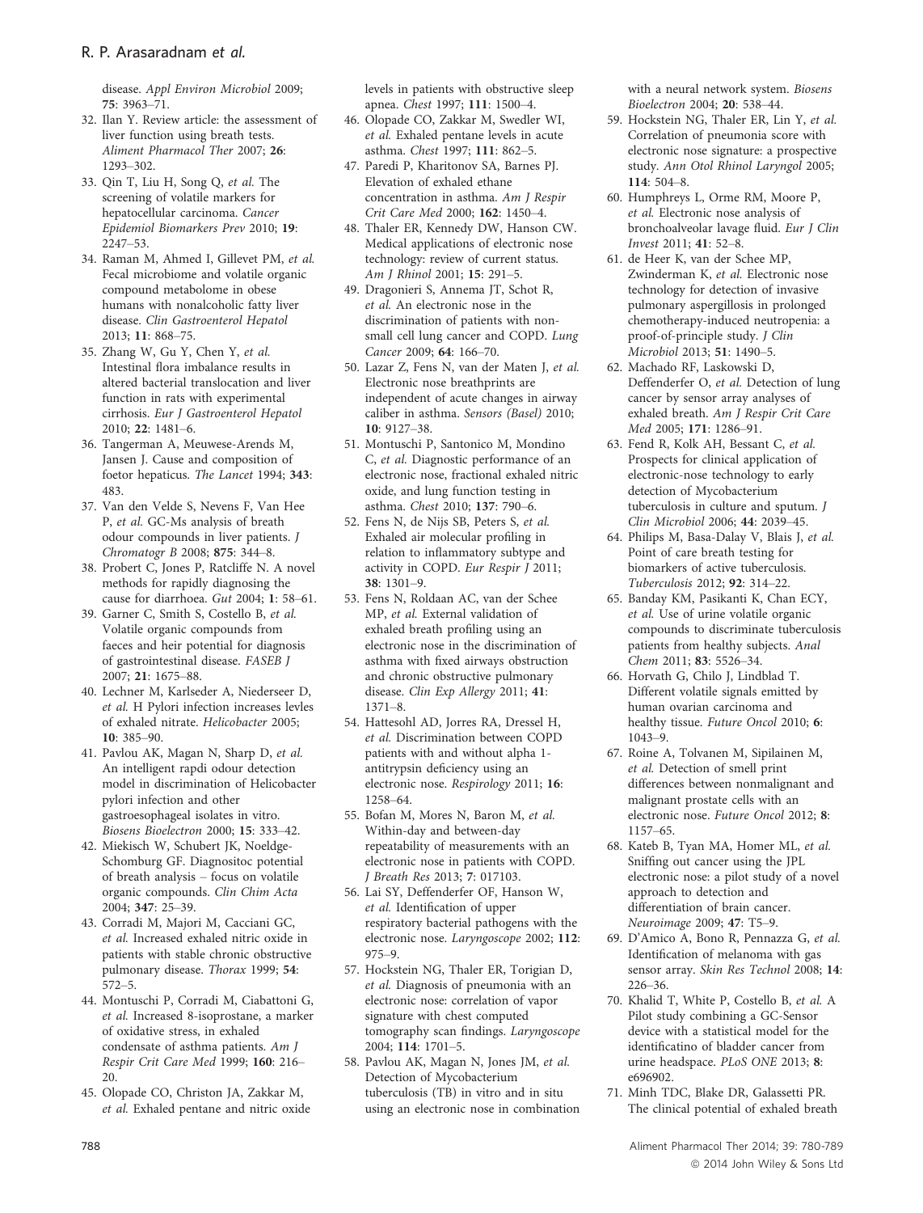disease. *Appl Environ Microbiol* 2009; **75**: 3963–71.

32. Ilan Y. Review article: the assessment of liver function using breath tests. *Aliment Pharmacol Ther* 2007; **26**: 1293–302.
33. Qin T, Liu H, Song Q, *et al.* The screening of volatile markers for hepatocellular carcinoma. *Cancer Epidemiol Biomarkers Prev* 2010; **19**: 2247–53.
34. Raman M, Ahmed I, Gillevet PM, *et al.* Fecal microbiome and volatile organic compound metabolome in obese humans with nonalcoholic fatty liver disease. *Clin Gastroenterol Hepatol* 2013; **11**: 868–75.
35. Zhang W, Gu Y, Chen Y, *et al.* Intestinal flora imbalance results in altered bacterial translocation and liver function in rats with experimental cirrhosis. *Eur J Gastroenterol Hepatol* 2010; **22**: 1481–6.
36. Tangerman A, Meuwese-Arends M, Jansen J. Cause and composition of foetor hepaticus. *The Lancet* 1994; **343**: 483.
37. Van den Velde S, Nevens F, Van Hee P, *et al.* GC-Ms analysis of breath odour compounds in liver patients. *J Chromatogr B* 2008; **875**: 344–8.
38. Probert C, Jones P, Ratcliffe N. A novel methods for rapidly diagnosing the cause for diarrhoea. *Gut* 2004; **1**: 58–61.
39. Garner C, Smith S, Costello B, *et al.* Volatile organic compounds from faeces and heir potential for diagnosis of gastrointestinal disease. *FASEB J* 2007; **21**: 1675–88.
40. Lechner M, Karlseder A, Niederseer D, *et al.* H Pylori infection increases levles of exhaled nitrate. *Helicobacter* 2005; **10**: 385–90.
41. Pavlou AK, Magan N, Sharp D, *et al.* An intelligent rapdi odour detection model in discrimination of Helicobacter pylori infection and other gastroesophageal isolates in vitro. *Biosens Bioelectron* 2000; **15**: 333–42.
42. Miekisch W, Schubert JK, Noeldge-Schomburg GF. Diagnositoc potential of breath analysis – focus on volatile organic compounds. *Clin Chim Acta* 2004; **347**: 25–39.
43. Corradi M, Majori M, Cacciani GC, *et al.* Increased exhaled nitric oxide in patients with stable chronic obstructive pulmonary disease. *Thorax* 1999; **54**: 572–5.
44. Montuschi P, Corradi M, Ciabattoni G, *et al.* Increased 8-isoprostane, a marker of oxidative stress, in exhaled condensate of asthma patients. *Am J Respir Crit Care Med* 1999; **160**: 216–20.
45. Olopade CO, Christon JA, Zakkar M, *et al.* Exhaled pentane and nitric oxide levels in patients with obstructive sleep apnea. *Chest* 1997; **111**: 1500–4.
46. Olopade CO, Zakkar M, Swedler WI, *et al.* Exhaled pentane levels in acute asthma. *Chest* 1997; **111**: 862–5.
47. Paredi P, Kharitonov SA, Barnes PJ. Elevation of exhaled ethane concentration in asthma. *Am J Respir Crit Care Med* 2000; **162**: 1450–4.
48. Thaler ER, Kennedy DW, Hanson CW. Medical applications of electronic nose technology: review of current status. *Am J Rhinol* 2001; **15**: 291–5.
49. Dragonieri S, Annema JT, Schot R, *et al.* An electronic nose in the discrimination of patients with non-small cell lung cancer and COPD. *Lung Cancer* 2009; **64**: 166–70.
50. Lazar Z, Fens N, van der Maten J, *et al.* Electronic nose breathprints are independent of acute changes in airway caliber in asthma. *Sensors (Basel)* 2010; **10**: 9127–38.
51. Montuschi P, Santonico M, Mondino C, *et al.* Diagnostic performance of an electronic nose, fractional exhaled nitric oxide, and lung function testing in asthma. *Chest* 2010; **137**: 790–6.
52. Fens N, de Nijs SB, Peters S, *et al.* Exhaled air molecular profiling in relation to inflammatory subtype and activity in COPD. *Eur Respir J* 2011; **38**: 1301–9.
53. Fens N, Roldaan AC, van der Schee MP, *et al.* External validation of exhaled breath profiling using an electronic nose in the discrimination of asthma with fixed airways obstruction and chronic obstructive pulmonary disease. *Clin Exp Allergy* 2011; **41**: 1371–8.
54. Hattesohl AD, Jorres RA, Dressel H, *et al.* Discrimination between COPD patients with and without alpha 1-antitrypsin deficiency using an electronic nose. *Respirology* 2011; **16**: 1258–64.
55. Bofan M, Mores N, Baron M, *et al.* Within-day and between-day repeatability of measurements with an electronic nose in patients with COPD. *J Breath Res* 2013; **7**: 017103.
56. Lai SY, Deffenderfer OF, Hanson W, *et al.* Identification of upper respiratory bacterial pathogens with the electronic nose. *Laryngoscope* 2002; **112**: 975–9.
57. Hockstein NG, Thaler ER, Torigian D, *et al.* Diagnosis of pneumonia with an electronic nose: correlation of vapor signature with chest computed tomography scan findings. *Laryngoscope* 2004; **114**: 1701–5.
58. Pavlou AK, Magan N, Jones JM, *et al.* Detection of Mycobacterium tuberculosis (TB) in vitro and in situ using an electronic nose in combination with a neural network system. *Biosens Bioelectron* 2004; **20**: 538–44.
59. Hockstein NG, Thaler ER, Lin Y, *et al.* Correlation of pneumonia score with electronic nose signature: a prospective study. *Ann Otol Rhinol Laryngol* 2005; **114**: 504–8.
60. Humphreys L, Orme RM, Moore P, *et al.* Electronic nose analysis of bronchoalveolar lavage fluid. *Eur J Clin Invest* 2011; **41**: 52–8.
61. de Heer K, van der Schee MP, Zwinderman K, *et al.* Electronic nose technology for detection of invasive pulmonary aspergillosis in prolonged chemotherapy-induced neutropenia: a proof-of-principle study. *J Clin Microbiol* 2013; **51**: 1490–5.
62. Machado RF, Laskowski D, Deffenderfer O, *et al.* Detection of lung cancer by sensor array analyses of exhaled breath. *Am J Respir Crit Care Med* 2005; **171**: 1286–91.
63. Fend R, Kolk AH, Bessant C, *et al.* Prospects for clinical application of electronic-nose technology to early detection of Mycobacterium tuberculosis in culture and sputum. *J Clin Microbiol* 2006; **44**: 2039–45.
64. Philips M, Basa-Dalay V, Blais J, *et al.* Point of care breath testing for biomarkers of active tuberculosis. *Tuberculosis* 2012; **92**: 314–22.
65. Banday KM, Pasikanti K, Chan ECY, *et al.* Use of urine volatile organic compounds to discriminate tuberculosis patients from healthy subjects. *Anal Chem* 2011; **83**: 5526–34.
66. Horvath G, Chilo J, Lindblad T. Different volatile signals emitted by human ovarian carcinoma and healthy tissue. *Future Oncol* 2010; **6**: 1043–9.
67. Roine A, Tolvanen M, Sipilainen M, *et al.* Detection of smell print differences between nonmalignant and malignant prostate cells with an electronic nose. *Future Oncol* 2012; **8**: 1157–65.
68. Kateb B, Tyan MA, Homer ML, *et al.* Sniffing out cancer using the JPL electronic nose: a pilot study of a novel approach to detection and differentiation of brain cancer. *Neuroimage* 2009; **47**: T5–9.
69. D'Amico A, Bono R, Pennazza G, *et al.* Identification of melanoma with gas sensor array. *Skin Res Technol* 2008; **14**: 226–36.
70. Khalid T, White P, Costello B, *et al.* A Pilot study combining a GC-Sensor device with a statistical model for the identificatino of bladder cancer from urine headspace. *PLoS ONE* 2013; **8**: e696902.
71. Minh TDC, Blake DR, Galassetti PR. The clinical potential of exhaled breath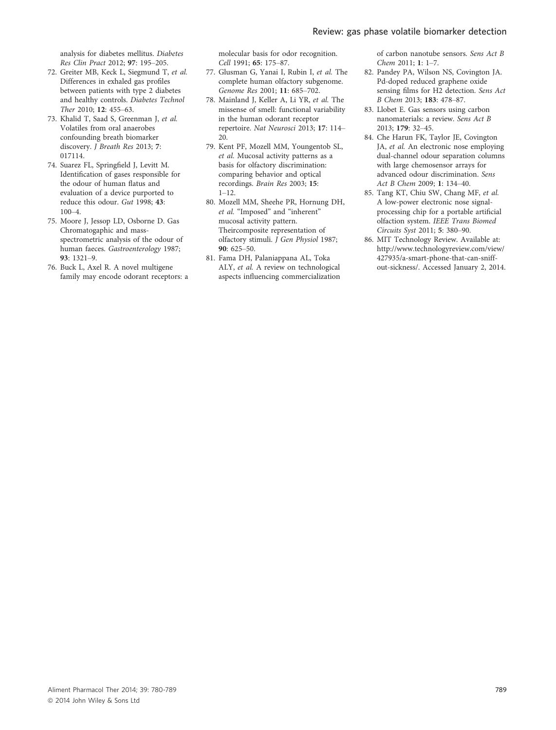analysis for diabetes mellitus. *Diabetes Res Clin Pract* 2012; **97**: 195–205.

72. Greiter MB, Keck L, Siegmund T, *et al.* Differences in exhaled gas profiles between patients with type 2 diabetes and healthy controls. *Diabetes Technol Ther* 2010; **12**: 455–63.
73. Khalid T, Saad S, Greenman J, *et al.* Volatiles from oral anaerobes confounding breath biomarker discovery. *J Breath Res* 2013; **7**: 017114.
74. Suarez FL, Springfield J, Levitt M. Identification of gases responsible for the odour of human flatus and evaluation of a device purported to reduce this odour. *Gut* 1998; **43**: 100–4.
75. Moore J, Jessop LD, Osborne D. Gas Chromatogaphic and mass-spectrometric analysis of the odour of human faeces. *Gastroenterology* 1987; **93**: 1321–9.
76. Buck L, Axel R. A novel multigene family may encode odorant receptors: a molecular basis for odor recognition. *Cell* 1991; **65**: 175–87.
77. Glusman G, Yanai I, Rubin I, *et al.* The complete human olfactory subgenome. *Genome Res* 2001; **11**: 685–702.
78. Mainland J, Keller A, Li YR, *et al.* The missense of smell: functional variability in the human odorant receptor repertoire. *Nat Neurosci* 2013; **17**: 114–20.
79. Kent PF, Mozell MM, Youngentob SL, *et al.* Mucosal activity patterns as a basis for olfactory discrimination: comparing behavior and optical recordings. *Brain Res* 2003; **15**: 1–12.
80. Mozell MM, Sheehe PR, Hornung DH, *et al.* "Imposed" and "inherent" mucosal activity pattern. Theircomposite representation of olfactory stimuli. *J Gen Physiol* 1987; **90**: 625–50.
81. Fama DH, Palaniappana AL, Toka ALY, *et al.* A review on technological aspects influencing commercialization of carbon nanotube sensors. *Sens Act B Chem* 2011; **1**: 1–7.
82. Pandey PA, Wilson NS, Covington JA. Pd-doped reduced graphene oxide sensing films for H2 detection. *Sens Act B Chem* 2013; **183**: 478–87.
83. Llobet E. Gas sensors using carbon nanomaterials: a review. *Sens Act B* 2013; **179**: 32–45.
84. Che Harun FK, Taylor JE, Covington JA, *et al.* An electronic nose employing dual-channel odour separation columns with large chemosensor arrays for advanced odour discrimination. *Sens Act B Chem* 2009; **1**: 134–40.
85. Tang KT, Chiu SW, Chang MF, *et al.* A low-power electronic nose signal-processing chip for a portable artificial olfaction system. *IEEE Trans Biomed Circuits Syst* 2011; **5**: 380–90.
86. MIT Technology Review. Available at: http://www.technologyreview.com/view/427935/a-smart-phone-that-can-sniff-out-sickness/. Accessed January 2, 2014.